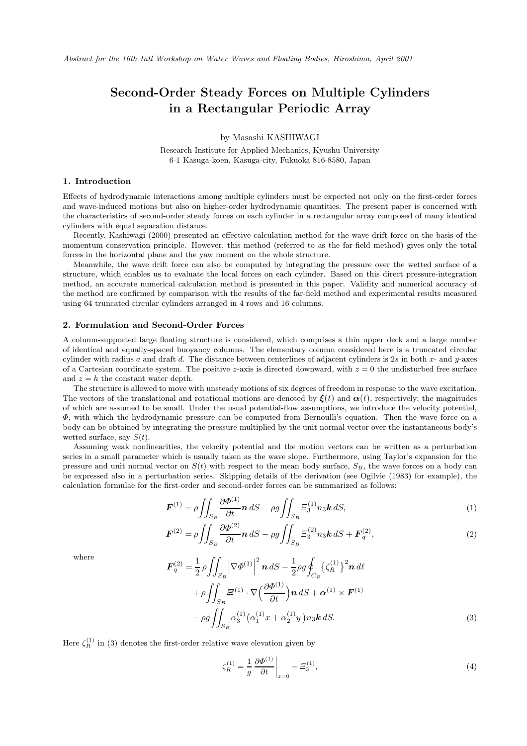*Abstract for the 16th Intl Workshop on Water Waves and Floating Bodies, Hiroshima, April 2001*

# Second-Order Steady Forces on Multiple Cylinders in a Rectangular Periodic Array

by Masashi KASHIWAGI

Research Institute for Applied Mechanics, Kyushu University
6-1 Kasuga-koen, Kasuga-city, Fukuoka 816-8580, Japan

## 1. Introduction

Effects of hydrodynamic interactions among multiple cylinders must be expected not only on the first-order forces and wave-induced motions but also on higher-order hydrodynamic quantities. The present paper is concerned with the characteristics of second-order steady forces on each cylinder in a rectangular array composed of many identical cylinders with equal separation distance.

Recently, Kashiwagi (2000) presented an effective calculation method for the wave drift force on the basis of the momentum conservation principle. However, this method (referred to as the far-field method) gives only the total forces in the horizontal plane and the yaw moment on the whole structure.

Meanwhile, the wave drift force can also be computed by integrating the pressure over the wetted surface of a structure, which enables us to evaluate the local forces on each cylinder. Based on this direct pressure-integration method, an accurate numerical calculation method is presented in this paper. Validity and numerical accuracy of the method are confirmed by comparison with the results of the far-field method and experimental results measured using 64 truncated circular cylinders arranged in 4 rows and 16 columns.

## 2. Formulation and Second-Order Forces

A column-supported large floating structure is considered, which comprises a thin upper deck and a large number of identical and equally-spaced buoyancy columns. The elementary column considered here is a truncated circular cylinder with radius $a$ and draft $d$. The distance between centerlines of adjacent cylinders is $2s$ in both $x$- and $y$-axes of a Cartesian coordinate system. The positive $z$-axis is directed downward, with $z = 0$ the undisturbed free surface and $z = h$ the constant water depth.

The structure is allowed to move with unsteady motions of six degrees of freedom in response to the wave excitation. The vectors of the translational and rotational motions are denoted by $\boldsymbol{\xi}(t)$ and $\boldsymbol{\alpha}(t)$, respectively; the magnitudes of which are assumed to be small. Under the usual potential-flow assumptions, we introduce the velocity potential, $\Phi$, with which the hydrodynamic pressure can be computed from Bernoulli's equation. Then the wave force on a body can be obtained by integrating the pressure multiplied by the unit normal vector over the instantaneous body's wetted surface, say $S(t)$.

Assuming weak nonlinearities, the velocity potential and the motion vectors can be written as a perturbation series in a small parameter which is usually taken as the wave slope. Furthermore, using Taylor's expansion for the pressure and unit normal vector on $S(t)$ with respect to the mean body surface, $S_B$, the wave forces on a body can be expressed also in a perturbation series. Skipping details of the derivation (see Ogilvie (1983) for example), the calculation formulae for the first-order and second-order forces can be summarized as follows:

$$\boldsymbol{F}^{(1)} = \rho \iint_{S_B} \frac{\partial \Phi^{(1)}}{\partial t} \boldsymbol{n}\, dS - \rho g \iint_{S_B} \Xi_3^{(1)} n_3 \boldsymbol{k}\, dS, \tag{1}$$

$$\boldsymbol{F}^{(2)} = \rho \iint_{S_B} \frac{\partial \Phi^{(2)}}{\partial t} \boldsymbol{n}\, dS - \rho g \iint_{S_B} \Xi_3^{(2)} n_3 \boldsymbol{k}\, dS + \boldsymbol{F}_q^{(2)}, \tag{2}$$

where

$$\begin{aligned} \boldsymbol{F}_q^{(2)} = & \frac{1}{2}\rho \iint_{S_B} \left| \nabla \Phi^{(1)} \right|^2 \boldsymbol{n}\, dS - \frac{1}{2}\rho g \oint_{C_B} \left\{ \zeta_R^{(1)} \right\}^2 \boldsymbol{n}\, d\ell \\ & + \rho \iint_{S_B} \boldsymbol{\Xi}^{(1)} \cdot \nabla \Big( \frac{\partial \Phi^{(1)}}{\partial t} \Big) \boldsymbol{n}\, dS + \boldsymbol{\alpha}^{(1)} \times \boldsymbol{F}^{(1)} \\ & - \rho g \iint_{S_B} \alpha_3^{(1)} \big( \alpha_1^{(1)} x + \alpha_2^{(1)} y \big) n_3 \boldsymbol{k}\, dS. \end{aligned} \tag{3}$$

Here $\zeta_R^{(1)}$ in (3) denotes the first-order relative wave elevation given by

$$\zeta_R^{(1)} = \frac{1}{g} \frac{\partial \Phi^{(1)}}{\partial t} \bigg|_{z=0} - \Xi_3^{(1)}, \tag{4}$$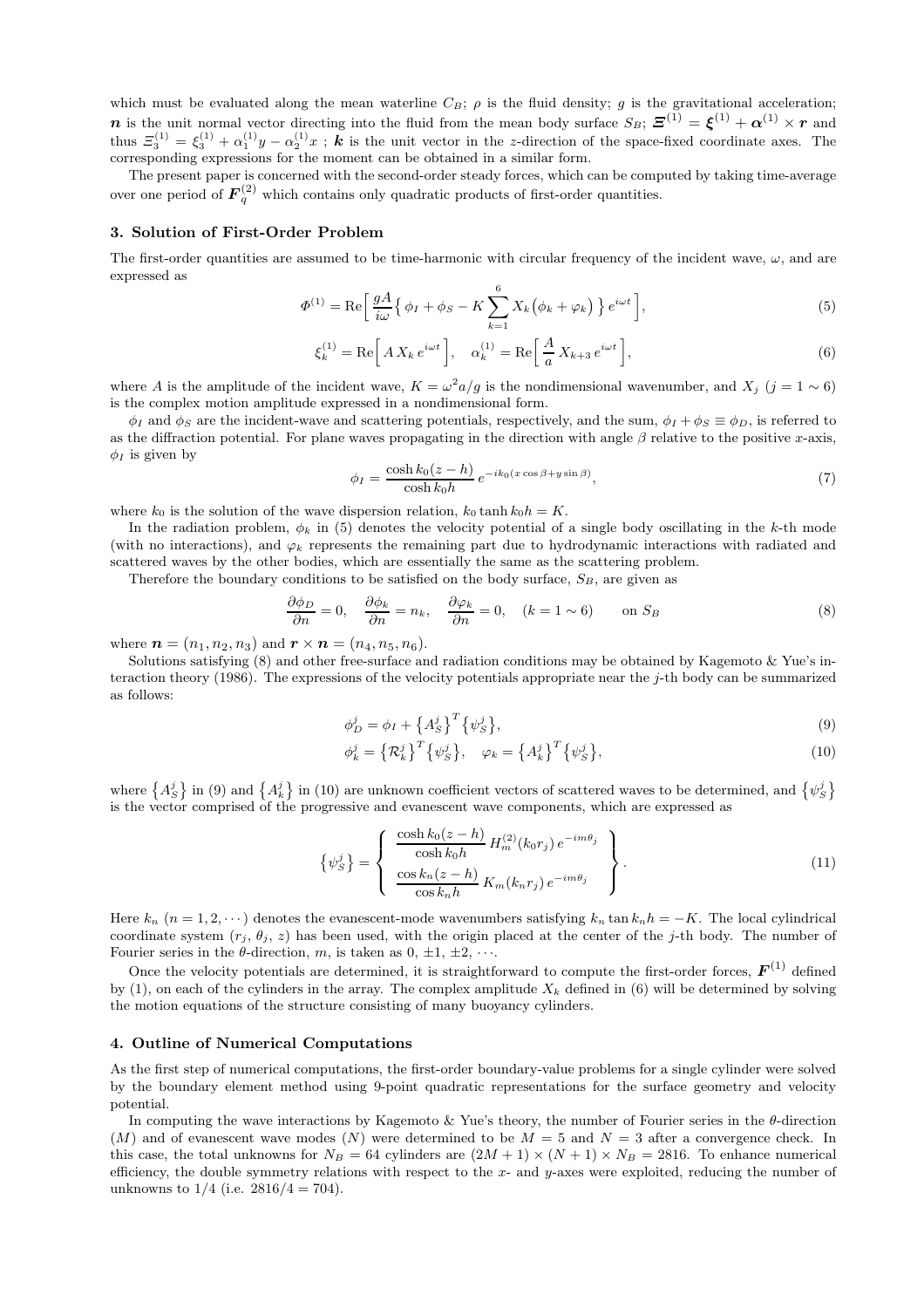which must be evaluated along the mean waterline $C_B$; $\rho$ is the fluid density; $g$ is the gravitational acceleration; $\boldsymbol{n}$ is the unit normal vector directing into the fluid from the mean body surface $S_B$; $\boldsymbol{\Xi}^{(1)} = \boldsymbol{\xi}^{(1)} + \boldsymbol{\alpha}^{(1)} \times \boldsymbol{r}$ and thus $\Xi_3^{(1)} = \xi_3^{(1)} + \alpha_1^{(1)} y - \alpha_2^{(1)} x$ ; $\boldsymbol{k}$ is the unit vector in the $z$-direction of the space-fixed coordinate axes. The corresponding expressions for the moment can be obtained in a similar form.

The present paper is concerned with the second-order steady forces, which can be computed by taking time-average over one period of $\boldsymbol{F}_q^{(2)}$ which contains only quadratic products of first-order quantities.

### 3. Solution of First-Order Problem

The first-order quantities are assumed to be time-harmonic with circular frequency of the incident wave, $\omega$, and are expressed as

$$\Phi^{(1)} = \mathrm{Re}\Big[ \frac{gA}{i\omega} \Big\{ \phi_I + \phi_S - K \sum_{k=1}^{6} X_k \big( \phi_k + \varphi_k \big) \Big\} e^{i\omega t} \Big], \tag{5}$$

$$\xi_k^{(1)} = \mathrm{Re}\Big[ A\, X_k\, e^{i\omega t} \Big], \quad \alpha_k^{(1)} = \mathrm{Re}\Big[ \frac{A}{a}\, X_{k+3}\, e^{i\omega t} \Big], \tag{6}$$

where $A$ is the amplitude of the incident wave, $K = \omega^2 a/g$ is the nondimensional wavenumber, and $X_j$ ($j = 1 \sim 6$) is the complex motion amplitude expressed in a nondimensional form.

$\phi_I$ and $\phi_S$ are the incident-wave and scattering potentials, respectively, and the sum, $\phi_I + \phi_S \equiv \phi_D$, is referred to as the diffraction potential. For plane waves propagating in the direction with angle $\beta$ relative to the positive $x$-axis, $\phi_I$ is given by

$$\phi_I = \frac{\cosh k_0 (z-h)}{\cosh k_0 h}\, e^{-ik_0 (x\cos\beta + y \sin\beta)}, \tag{7}$$

where $k_0$ is the solution of the wave dispersion relation, $k_0 \tanh k_0 h = K$.

In the radiation problem, $\phi_k$ in (5) denotes the velocity potential of a single body oscillating in the $k$-th mode (with no interactions), and $\varphi_k$ represents the remaining part due to hydrodynamic interactions with radiated and scattered waves by the other bodies, which are essentially the same as the scattering problem.

Therefore the boundary conditions to be satisfied on the body surface, $S_B$, are given as

$$\frac{\partial \phi_D}{\partial n} = 0, \quad \frac{\partial \phi_k}{\partial n} = n_k, \quad \frac{\partial \varphi_k}{\partial n} = 0, \quad (k = 1 \sim 6) \qquad \text{on } S_B \tag{8}$$

where $\boldsymbol{n} = (n_1, n_2, n_3)$ and $\boldsymbol{r} \times \boldsymbol{n} = (n_4, n_5, n_6)$.

Solutions satisfying (8) and other free-surface and radiation conditions may be obtained by Kagemoto & Yue's interaction theory (1986). The expressions of the velocity potentials appropriate near the $j$-th body can be summarized as follows:

$$\phi_D^j = \phi_I + \big\{ A_S^j \big\}^T \big\{ \psi_S^j \big\}, \tag{9}$$

$$\phi_k^j = \big\{ \mathcal{R}_k^j \big\}^T \big\{ \psi_S^j \big\}, \quad \varphi_k = \big\{ A_k^j \big\}^T \big\{ \psi_S^j \big\}, \tag{10}$$

where $\big\{ A_S^j \big\}$ in (9) and $\big\{ A_k^j \big\}$ in (10) are unknown coefficient vectors of scattered waves to be determined, and $\big\{ \psi_S^j \big\}$ is the vector comprised of the progressive and evanescent wave components, which are expressed as

$$\big\{ \psi_S^j \big\} = \left\{ \begin{array}{c} \dfrac{\cosh k_0 (z-h)}{\cosh k_0 h}\, H_m^{(2)}(k_0 r_j)\, e^{-im\theta_j} \\[2ex] \dfrac{\cos k_n (z-h)}{\cos k_n h}\, K_m(k_n r_j)\, e^{-im\theta_j} \end{array} \right\}. \tag{11}$$

Here $k_n$ ($n = 1, 2, \cdots$) denotes the evanescent-mode wavenumbers satisfying $k_n \tan k_n h = -K$. The local cylindrical coordinate system ($r_j$, $\theta_j$, $z$) has been used, with the origin placed at the center of the $j$-th body. The number of Fourier series in the $\theta$-direction, $m$, is taken as $0, \pm 1, \pm 2, \cdots$.

Once the velocity potentials are determined, it is straightforward to compute the first-order forces, $\boldsymbol{F}^{(1)}$ defined by (1), on each of the cylinders in the array. The complex amplitude $X_k$ defined in (6) will be determined by solving the motion equations of the structure consisting of many buoyancy cylinders.

### 4. Outline of Numerical Computations

As the first step of numerical computations, the first-order boundary-value problems for a single cylinder were solved by the boundary element method using 9-point quadratic representations for the surface geometry and velocity potential.

In computing the wave interactions by Kagemoto & Yue's theory, the number of Fourier series in the $\theta$-direction ($M$) and of evanescent wave modes ($N$) were determined to be $M = 5$ and $N = 3$ after a convergence check. In this case, the total unknowns for $N_B = 64$ cylinders are $(2M+1) \times (N+1) \times N_B = 2816$. To enhance numerical efficiency, the double symmetry relations with respect to the $x$- and $y$-axes were exploited, reducing the number of unknowns to $1/4$ (i.e. $2816/4 = 704$).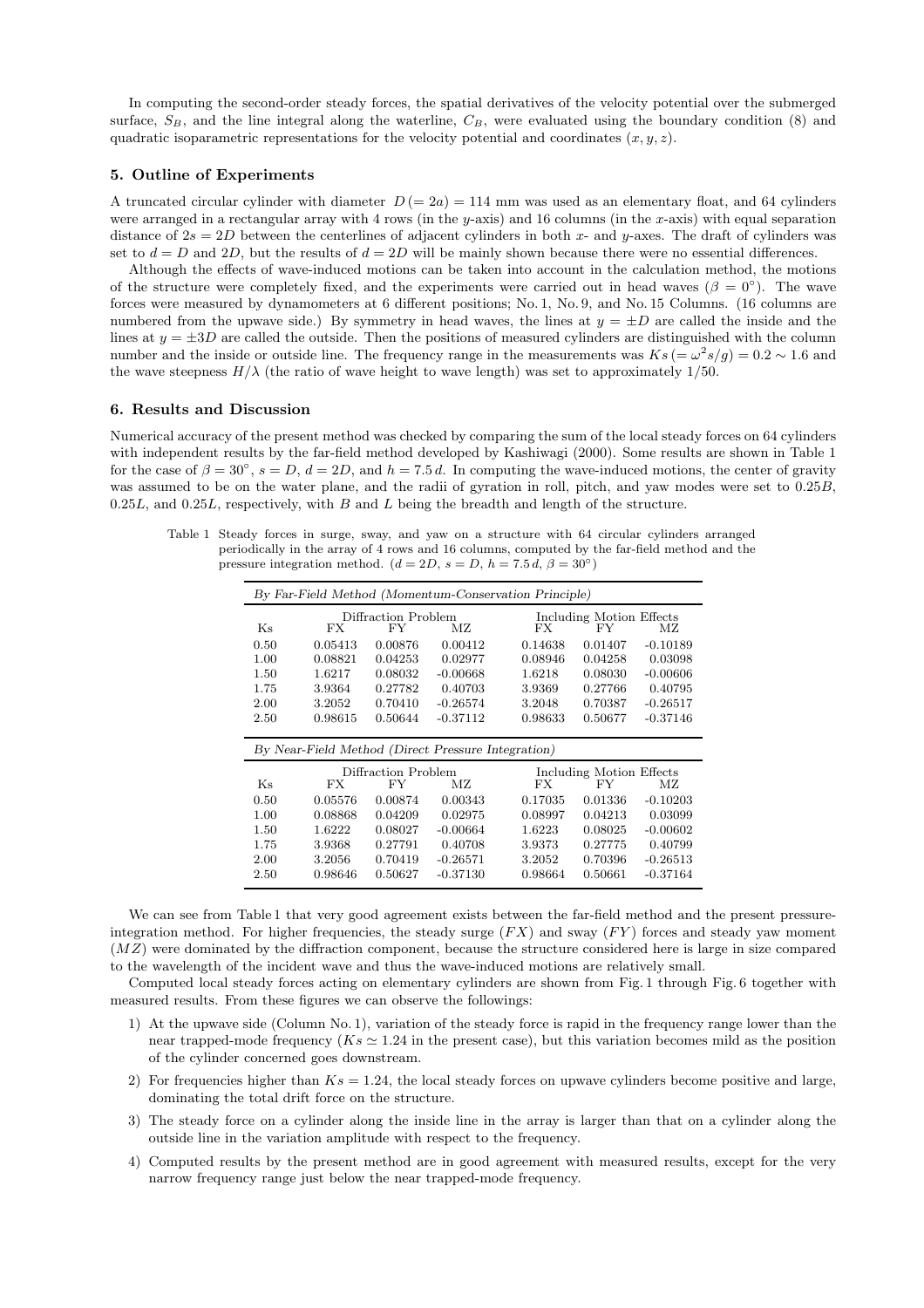In computing the second-order steady forces, the spatial derivatives of the velocity potential over the submerged surface, $S_B$, and the line integral along the waterline, $C_B$, were evaluated using the boundary condition (8) and quadratic isoparametric representations for the velocity potential and coordinates $(x, y, z)$.

## 5. Outline of Experiments

A truncated circular cylinder with diameter $D\,(=2a) = 114$ mm was used as an elementary float, and 64 cylinders were arranged in a rectangular array with 4 rows (in the $y$-axis) and 16 columns (in the $x$-axis) with equal separation distance of $2s = 2D$ between the centerlines of adjacent cylinders in both $x$- and $y$-axes. The draft of cylinders was set to $d = D$ and $2D$, but the results of $d = 2D$ will be mainly shown because there were no essential differences.

Although the effects of wave-induced motions can be taken into account in the calculation method, the motions of the structure were completely fixed, and the experiments were carried out in head waves ($\beta = 0^\circ$). The wave forces were measured by dynamometers at 6 different positions; No. 1, No. 9, and No. 15 Columns. (16 columns are numbered from the upwave side.) By symmetry in head waves, the lines at $y = \pm D$ are called the inside and the lines at $y = \pm 3D$ are called the outside. Then the positions of measured cylinders are distinguished with the column number and the inside or outside line. The frequency range in the measurements was $Ks\,(=\omega^2 s/g) = 0.2 \sim 1.6$ and the wave steepness $H/\lambda$ (the ratio of wave height to wave length) was set to approximately 1/50.

## 6. Results and Discussion

Numerical accuracy of the present method was checked by comparing the sum of the local steady forces on 64 cylinders with independent results by the far-field method developed by Kashiwagi (2000). Some results are shown in Table 1 for the case of $\beta = 30^\circ$, $s = D$, $d = 2D$, and $h = 7.5\,d$. In computing the wave-induced motions, the center of gravity was assumed to be on the water plane, and the radii of gyration in roll, pitch, and yaw modes were set to $0.25B$, $0.25L$, and $0.25L$, respectively, with $B$ and $L$ being the breadth and length of the structure.

Table 1 Steady forces in surge, sway, and yaw on a structure with 64 circular cylinders arranged periodically in the array of 4 rows and 16 columns, computed by the far-field method and the pressure integration method. ($d = 2D$, $s = D$, $h = 7.5\,d$, $\beta = 30^\circ$)

| *By Far-Field Method (Momentum-Conservation Principle)* | | | | | | |
|---|---|---|---|---|---|---|
| | Diffraction Problem | | | Including Motion Effects | | |
| Ks | FX | FY | MZ | FX | FY | MZ |
| 0.50 | 0.05413 | 0.00876 | 0.00412 | 0.14638 | 0.01407 | -0.10189 |
| 1.00 | 0.08821 | 0.04253 | 0.02977 | 0.08946 | 0.04258 | 0.03098 |
| 1.50 | 1.6217 | 0.08032 | -0.00668 | 1.6218 | 0.08030 | -0.00606 |
| 1.75 | 3.9364 | 0.27782 | 0.40703 | 3.9369 | 0.27766 | 0.40795 |
| 2.00 | 3.2052 | 0.70410 | -0.26574 | 3.2048 | 0.70387 | -0.26517 |
| 2.50 | 0.98615 | 0.50644 | -0.37112 | 0.98633 | 0.50677 | -0.37146 |

| *By Near-Field Method (Direct Pressure Integration)* | | | | | | |
|---|---|---|---|---|---|---|
| | Diffraction Problem | | | Including Motion Effects | | |
| Ks | FX | FY | MZ | FX | FY | MZ |
| 0.50 | 0.05576 | 0.00874 | 0.00343 | 0.17035 | 0.01336 | -0.10203 |
| 1.00 | 0.08868 | 0.04209 | 0.02975 | 0.08997 | 0.04213 | 0.03099 |
| 1.50 | 1.6222 | 0.08027 | -0.00664 | 1.6223 | 0.08025 | -0.00602 |
| 1.75 | 3.9368 | 0.27791 | 0.40708 | 3.9373 | 0.27775 | 0.40799 |
| 2.00 | 3.2056 | 0.70419 | -0.26571 | 3.2052 | 0.70396 | -0.26513 |
| 2.50 | 0.98646 | 0.50627 | -0.37130 | 0.98664 | 0.50661 | -0.37164 |

We can see from Table 1 that very good agreement exists between the far-field method and the present pressure-integration method. For higher frequencies, the steady surge ($FX$) and sway ($FY$) forces and steady yaw moment ($MZ$) were dominated by the diffraction component, because the structure considered here is large in size compared to the wavelength of the incident wave and thus the wave-induced motions are relatively small.

Computed local steady forces acting on elementary cylinders are shown from Fig. 1 through Fig. 6 together with measured results. From these figures we can observe the followings:

1) At the upwave side (Column No. 1), variation of the steady force is rapid in the frequency range lower than the near trapped-mode frequency ($Ks \simeq 1.24$ in the present case), but this variation becomes mild as the position of the cylinder concerned goes downstream.
2) For frequencies higher than $Ks = 1.24$, the local steady forces on upwave cylinders become positive and large, dominating the total drift force on the structure.
3) The steady force on a cylinder along the inside line in the array is larger than that on a cylinder along the outside line in the variation amplitude with respect to the frequency.
4) Computed results by the present method are in good agreement with measured results, except for the very narrow frequency range just below the near trapped-mode frequency.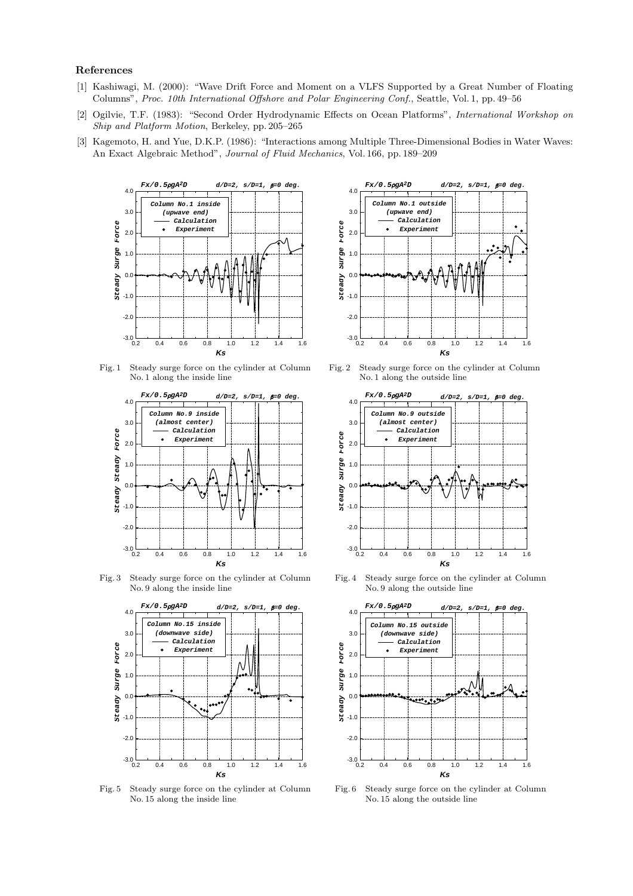## References

[1] Kashiwagi, M. (2000): "Wave Drift Force and Moment on a VLFS Supported by a Great Number of Floating Columns", *Proc. 10th International Offshore and Polar Engineering Conf.*, Seattle, Vol. 1, pp. 49–56

[2] Ogilvie, T.F. (1983): "Second Order Hydrodynamic Effects on Ocean Platforms", *International Workshop on Ship and Platform Motion*, Berkeley, pp. 205–265

[3] Kagemoto, H. and Yue, D.K.P. (1986): "Interactions among Multiple Three-Dimensional Bodies in Water Waves: An Exact Algebraic Method", *Journal of Fluid Mechanics*, Vol. 166, pp. 189–209

Fx/0.5ρgA²D d/D=2, s/D=1, β=0 deg.
Column No.1 inside (upwave end)
Calculation
Experiment
Steady Surge Force
Ks

Fig. 1 Steady surge force on the cylinder at Column No. 1 along the inside line

Fx/0.5ρgA²D d/D=2, s/D=1, β=0 deg.
Column No.1 outside (upwave end)
Calculation
Experiment
Steady Surge Force
Ks

Fig. 2 Steady surge force on the cylinder at Column No. 1 along the outside line

Fx/0.5ρgA²D d/D=2, s/D=1, β=0 deg.
Column No.9 inside (almost center)
Calculation
Experiment
Steady Steady Force
Ks

Fig. 3 Steady surge force on the cylinder at Column No. 9 along the inside line

Fx/0.5ρgA²D d/D=2, s/D=1, β=0 deg.
Column No.9 outside (almost center)
Calculation
Experiment
Steady Surge Force
Ks

Fig. 4 Steady surge force on the cylinder at Column No. 9 along the outside line

Fx/0.5ρgA²D d/D=2, s/D=1, β=0 deg.
Column No.15 inside (downwave side)
Calculation
Experiment
Steady Surge Force
Ks

Fig. 5 Steady surge force on the cylinder at Column No. 15 along the inside line

Fx/0.5ρgA²D d/D=2, s/D=1, β=0 deg.
Column No.15 outside (downwave side)
Calculation
Experiment
Steady Surge Force
Ks

Fig. 6 Steady surge force on the cylinder at Column No. 15 along the outside line